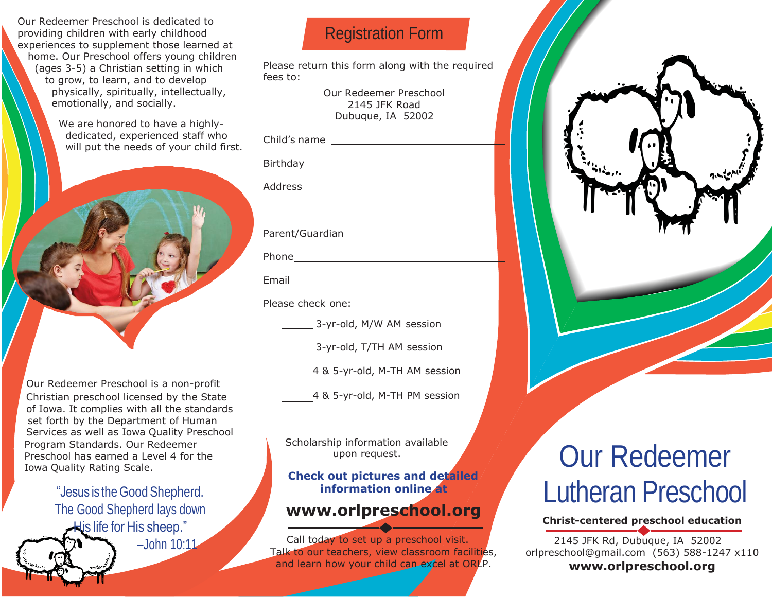Our Redeemer Preschool is dedicated to providing children with early childhood experiences to supplement those learned at home. Our Preschool offers young children (ages 3-5) a Christian setting in which to grow, to learn, and to develop physically, spiritually, intellectually, emotionally, and socially.

We are honored to have a highly-dedicated, experienced staff who will put the needs of your child first.

Our Redeemer Preschool is a non-profit Christian preschool licensed by the State of Iowa. It complies with all the standards set forth by the Department of Human Services as well as Iowa Quality Preschool Program Standards. Our Redeemer Preschool has earned a Level 4 for the Iowa Quality Rating Scale.

*"Jesus is the Good Shepherd. The Good Shepherd lays down His life for His sheep."*
*–John 10:11*

## Registration Form

Please return this form along with the required fees to:

Our Redeemer Preschool
2145 JFK Road
Dubuque, IA 52002

Child's name ______________________________

Birthday ______________________________

Address ______________________________

______________________________

Parent/Guardian ______________________________

Phone ______________________________

Email ______________________________

Please check one:

______ 3-yr-old, M/W AM session

______ 3-yr-old, T/TH AM session

______ 4 & 5-yr-old, M-TH AM session

______ 4 & 5-yr-old, M-TH PM session

Scholarship information available upon request.

**Check out pictures and detailed information online at**

**www.orlpreschool.org**

Call today to set up a preschool visit. Talk to our teachers, view classroom facilities, and learn how your child can excel at ORLP.

# Our Redeemer Lutheran Preschool

**Christ-centered preschool education**

2145 JFK Rd, Dubuque, IA 52002
orlpreschool@gmail.com (563) 588-1247 x110
**www.orlpreschool.org**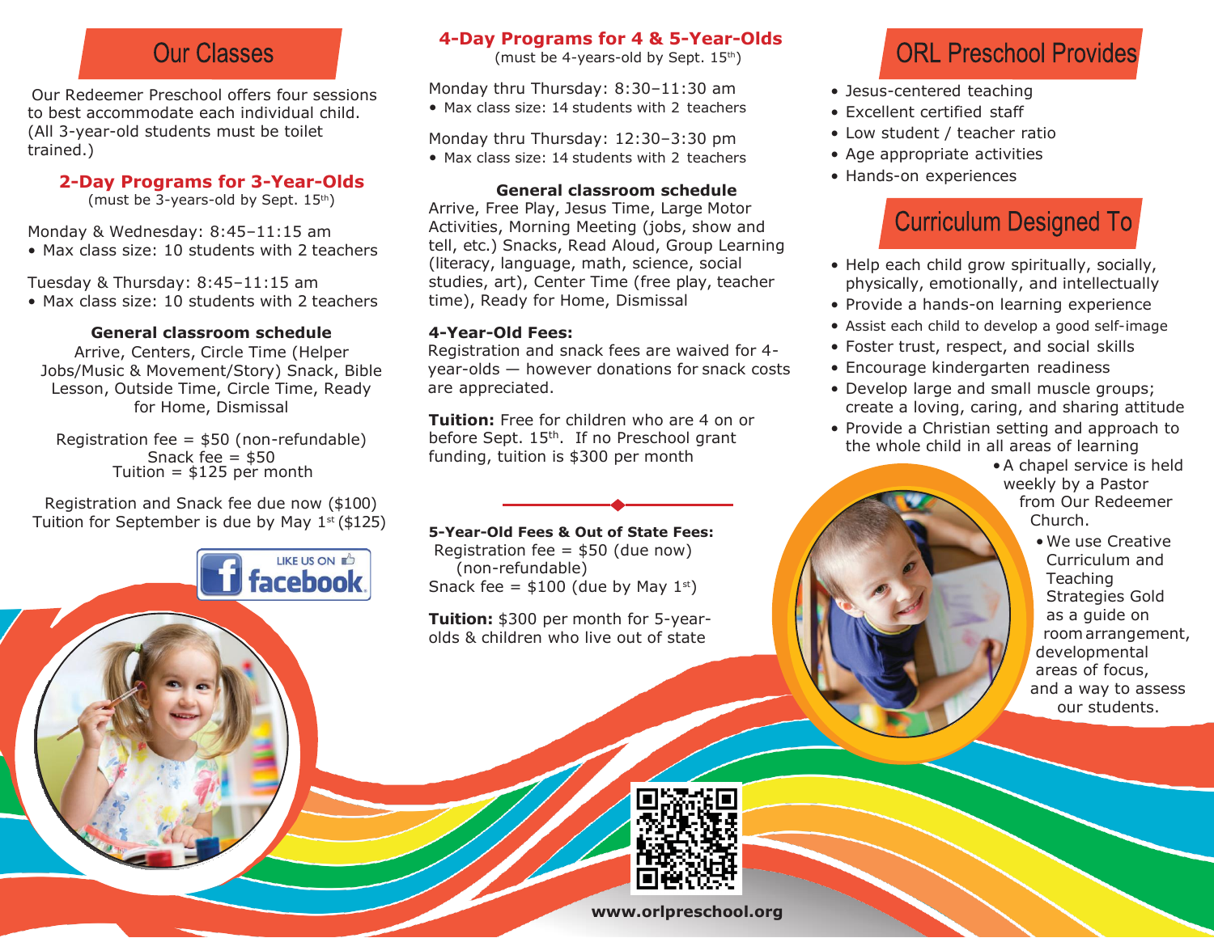## Our Classes

Our Redeemer Preschool offers four sessions to best accommodate each individual child. (All 3-year-old students must be toilet trained.)

### 2-Day Programs for 3-Year-Olds

(must be 3-years-old by Sept. 15th)

Monday & Wednesday: 8:45–11:15 am

- Max class size: 10 students with 2 teachers

Tuesday & Thursday: 8:45–11:15 am

- Max class size: 10 students with 2 teachers

**General classroom schedule**

Arrive, Centers, Circle Time (Helper Jobs/Music & Movement/Story) Snack, Bible Lesson, Outside Time, Circle Time, Ready for Home, Dismissal

Registration fee = $50 (non-refundable)
Snack fee = $50
Tuition = $125 per month

Registration and Snack fee due now ($100)
Tuition for September is due by May 1st ($125)

LIKE US ON facebook

### 4-Day Programs for 4 & 5-Year-Olds

(must be 4-years-old by Sept. 15th)

Monday thru Thursday: 8:30–11:30 am

- Max class size: 14 students with 2 teachers

Monday thru Thursday: 12:30–3:30 pm

- Max class size: 14 students with 2 teachers

**General classroom schedule**

Arrive, Free Play, Jesus Time, Large Motor Activities, Morning Meeting (jobs, show and tell, etc.) Snacks, Read Aloud, Group Learning (literacy, language, math, science, social studies, art), Center Time (free play, teacher time), Ready for Home, Dismissal

**4-Year-Old Fees:**
Registration and snack fees are waived for 4-year-olds — however donations for snack costs are appreciated.

**Tuition:** Free for children who are 4 on or before Sept. 15th. If no Preschool grant funding, tuition is $300 per month

**5-Year-Old Fees & Out of State Fees:**
Registration fee = $50 (due now) (non-refundable)
Snack fee = $100 (due by May 1st)

**Tuition:** $300 per month for 5-year-olds & children who live out of state

## ORL Preschool Provides

- Jesus-centered teaching
- Excellent certified staff
- Low student / teacher ratio
- Age appropriate activities
- Hands-on experiences

## Curriculum Designed To

- Help each child grow spiritually, socially, physically, emotionally, and intellectually
- Provide a hands-on learning experience
- Assist each child to develop a good self-image
- Foster trust, respect, and social skills
- Encourage kindergarten readiness
- Develop large and small muscle groups; create a loving, caring, and sharing attitude
- Provide a Christian setting and approach to the whole child in all areas of learning
- A chapel service is held weekly by a Pastor from Our Redeemer Church.
- We use Creative Curriculum and Teaching Strategies Gold as a guide on room arrangement, developmental areas of focus, and a way to assess our students.

**www.orlpreschool.org**